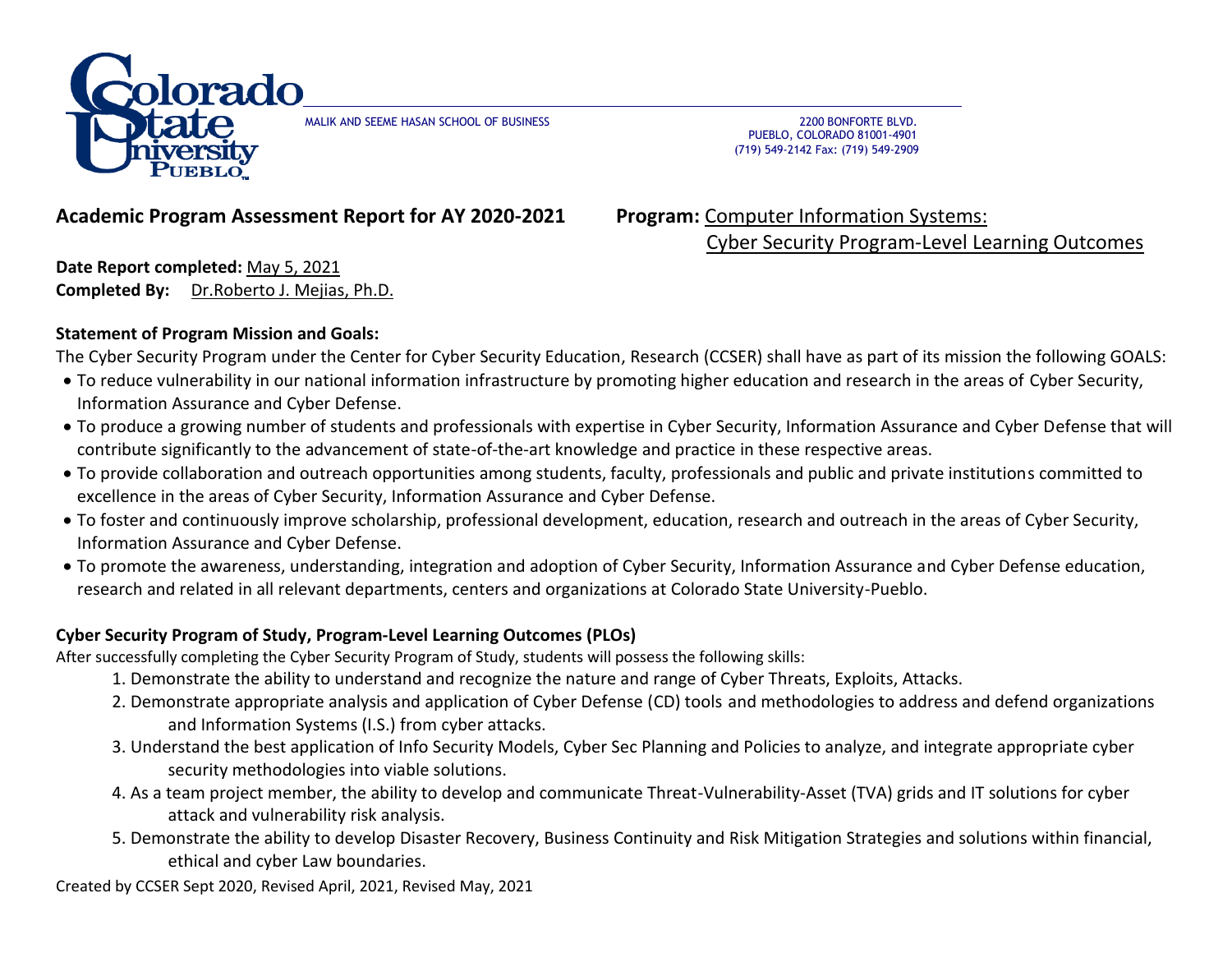MALIK AND SEEME HASAN SCHOOL OF BUSINESS

2200 BONFORTE BLVD.
PUEBLO, COLORADO 81001-4901
(719) 549-2142 Fax: (719) 549-2909

## Academic Program Assessment Report for AY 2020-2021

**Program:** Computer Information Systems: Cyber Security Program-Level Learning Outcomes

**Date Report completed:** May 5, 2021
**Completed By:** Dr.Roberto J. Mejias, Ph.D.

**Statement of Program Mission and Goals:**

The Cyber Security Program under the Center for Cyber Security Education, Research (CCSER) shall have as part of its mission the following GOALS:

- To reduce vulnerability in our national information infrastructure by promoting higher education and research in the areas of Cyber Security, Information Assurance and Cyber Defense.
- To produce a growing number of students and professionals with expertise in Cyber Security, Information Assurance and Cyber Defense that will contribute significantly to the advancement of state-of-the-art knowledge and practice in these respective areas.
- To provide collaboration and outreach opportunities among students, faculty, professionals and public and private institutions committed to excellence in the areas of Cyber Security, Information Assurance and Cyber Defense.
- To foster and continuously improve scholarship, professional development, education, research and outreach in the areas of Cyber Security, Information Assurance and Cyber Defense.
- To promote the awareness, understanding, integration and adoption of Cyber Security, Information Assurance and Cyber Defense education, research and related in all relevant departments, centers and organizations at Colorado State University-Pueblo.

**Cyber Security Program of Study, Program-Level Learning Outcomes (PLOs)**

After successfully completing the Cyber Security Program of Study, students will possess the following skills:

1. Demonstrate the ability to understand and recognize the nature and range of Cyber Threats, Exploits, Attacks.
2. Demonstrate appropriate analysis and application of Cyber Defense (CD) tools and methodologies to address and defend organizations and Information Systems (I.S.) from cyber attacks.
3. Understand the best application of Info Security Models, Cyber Sec Planning and Policies to analyze, and integrate appropriate cyber security methodologies into viable solutions.
4. As a team project member, the ability to develop and communicate Threat-Vulnerability-Asset (TVA) grids and IT solutions for cyber attack and vulnerability risk analysis.
5. Demonstrate the ability to develop Disaster Recovery, Business Continuity and Risk Mitigation Strategies and solutions within financial, ethical and cyber Law boundaries.

Created by CCSER Sept 2020, Revised April, 2021, Revised May, 2021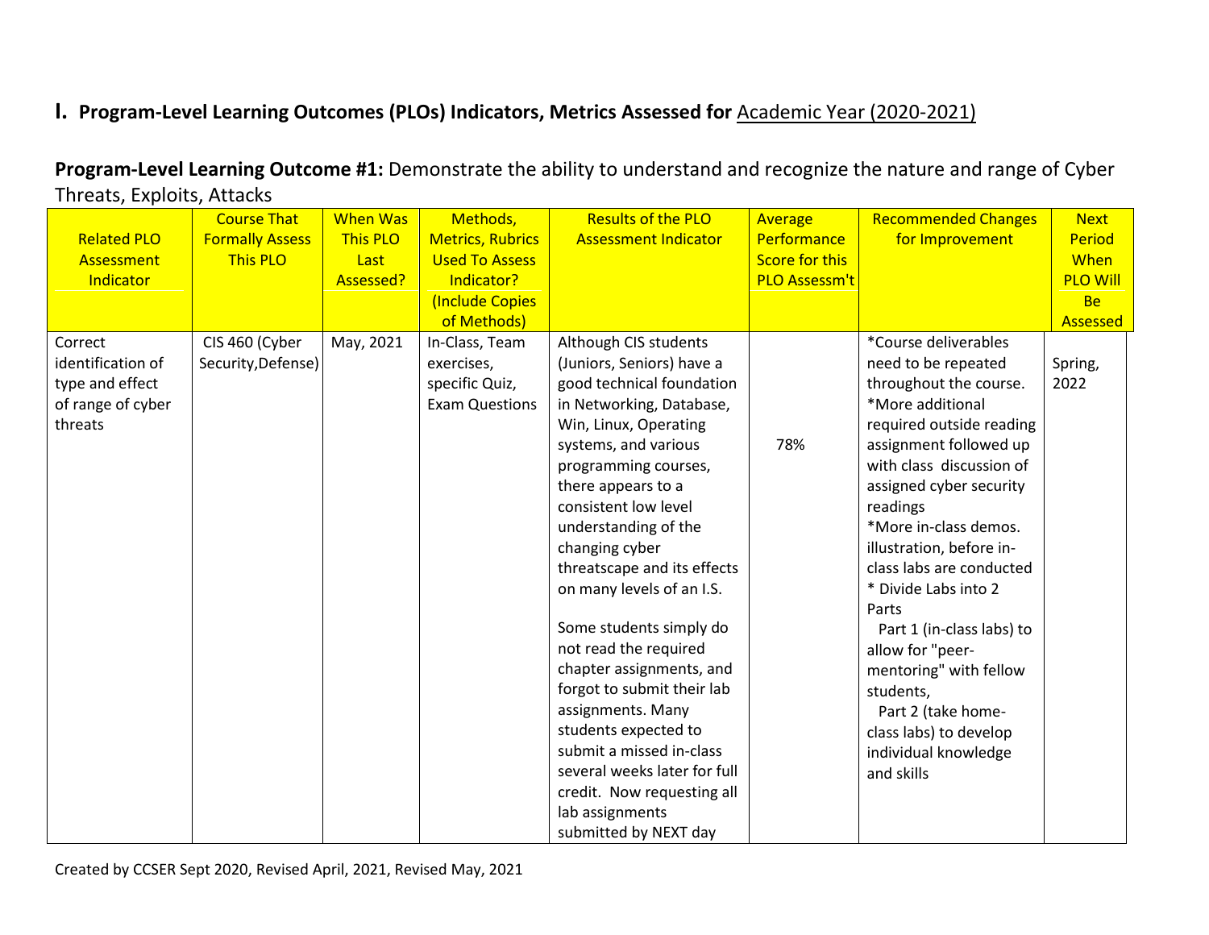## I. Program-Level Learning Outcomes (PLOs) Indicators, Metrics Assessed for Academic Year (2020-2021)

**Program-Level Learning Outcome #1:** Demonstrate the ability to understand and recognize the nature and range of Cyber Threats, Exploits, Attacks

| Related PLO Assessment Indicator | Course That Formally Assess This PLO | When Was This PLO Last Assessed? | Methods, Metrics, Rubrics Used To Assess Indicator? (Include Copies of Methods) | Results of the PLO Assessment Indicator | Average Performance Score for this PLO Assessm't | Recommended Changes for Improvement | Next Period When PLO Will Be Assessed |
|---|---|---|---|---|---|---|---|
| Correct identification of type and effect of range of cyber threats | CIS 460 (Cyber Security,Defense) | May, 2021 | In-Class, Team exercises, specific Quiz, Exam Questions | Although CIS students (Juniors, Seniors) have a good technical foundation in Networking, Database, Win, Linux, Operating systems, and various programming courses, there appears to a consistent low level understanding of the changing cyber threatscape and its effects on many levels of an I.S.<br><br>Some students simply do not read the required chapter assignments, and forgot to submit their lab assignments. Many students expected to submit a missed in-class several weeks later for full credit. Now requesting all lab assignments submitted by NEXT day | 78% | *Course deliverables need to be repeated throughout the course.<br>*More additional required outside reading assignment followed up with class discussion of assigned cyber security readings<br>*More in-class demos. illustration, before in-class labs are conducted<br>* Divide Labs into 2 Parts<br>Part 1 (in-class labs) to allow for "peer-mentoring" with fellow students,<br>Part 2 (take home-class labs) to develop individual knowledge and skills | Spring, 2022 |

Created by CCSER Sept 2020, Revised April, 2021, Revised May, 2021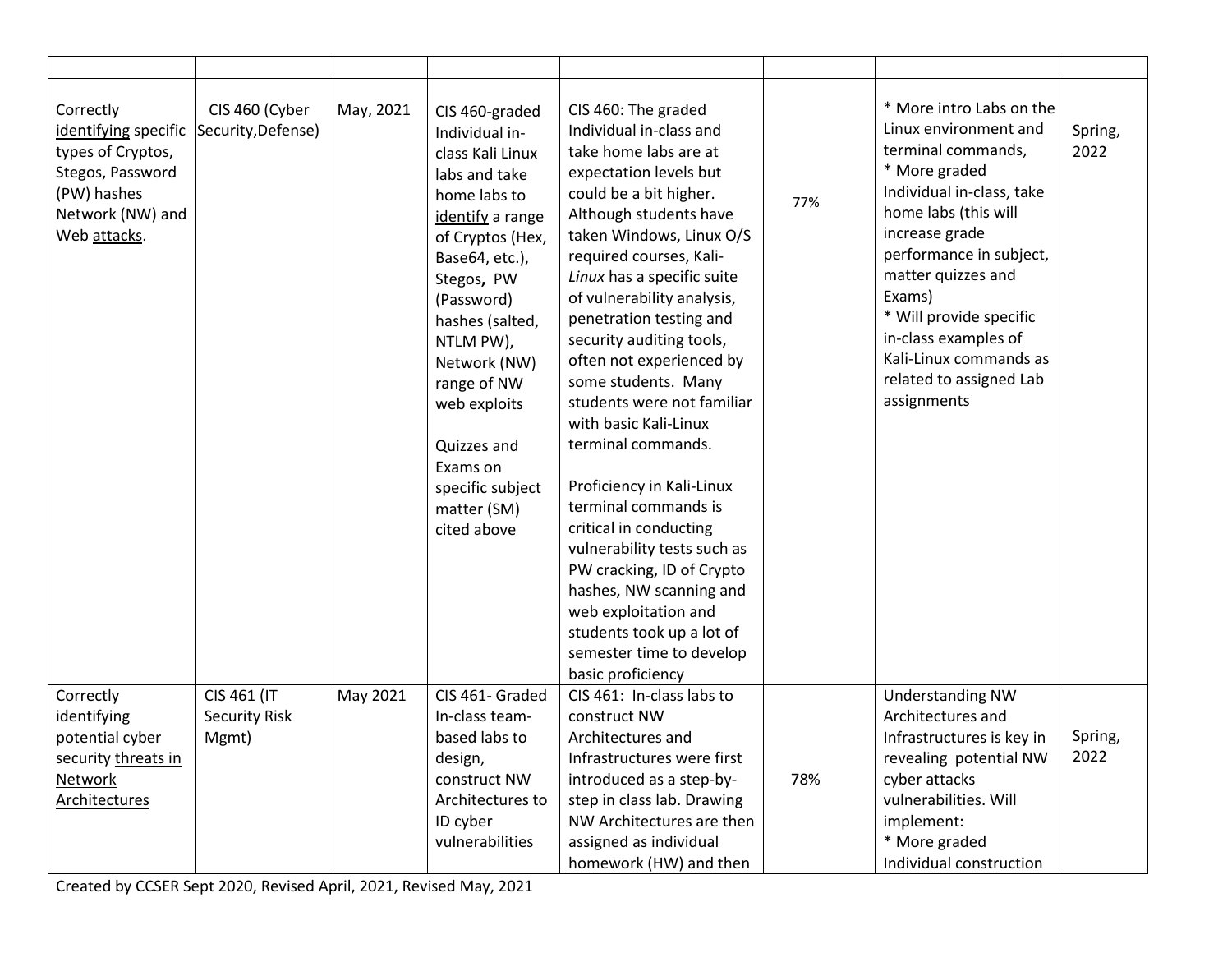| | | | | | | | |
|---|---|---|---|---|---|---|---|
| Correctly identifying specific types of Cryptos, Stegos, Password (PW) hashes Network (NW) and Web attacks. | CIS 460 (Cyber Security,Defense) | May, 2021 | CIS 460-graded Individual in-class Kali Linux labs and take home labs to identify a range of Cryptos (Hex, Base64, etc.), Stegos, PW (Password) hashes (salted, NTLM PW), Network (NW) range of NW web exploits<br><br>Quizzes and Exams on specific subject matter (SM) cited above | CIS 460: The graded Individual in-class and take home labs are at expectation levels but could be a bit higher. Although students have taken Windows, Linux O/S required courses, Kali-*Linux* has a specific suite of vulnerability analysis, penetration testing and security auditing tools, often not experienced by some students. Many students were not familiar with basic Kali-Linux terminal commands.<br><br>Proficiency in Kali-Linux terminal commands is critical in conducting vulnerability tests such as PW cracking, ID of Crypto hashes, NW scanning and web exploitation and students took up a lot of semester time to develop basic proficiency | 77% | * More intro Labs on the Linux environment and terminal commands,<br>* More graded Individual in-class, take home labs (this will increase grade performance in subject, matter quizzes and Exams)<br>* Will provide specific in-class examples of Kali-Linux commands as related to assigned Lab assignments | Spring, 2022 |
| Correctly identifying potential cyber security threats in Network Architectures | CIS 461 (IT Security Risk Mgmt) | May 2021 | CIS 461- Graded In-class team-based labs to design, construct NW Architectures to ID cyber vulnerabilities | CIS 461: In-class labs to construct NW Architectures and Infrastructures were first introduced as a step-by-step in class lab. Drawing NW Architectures are then assigned as individual homework (HW) and then | 78% | Understanding NW Architectures and Infrastructures is key in revealing potential NW cyber attacks vulnerabilities. Will implement:<br>* More graded Individual construction | Spring, 2022 |

Created by CCSER Sept 2020, Revised April, 2021, Revised May, 2021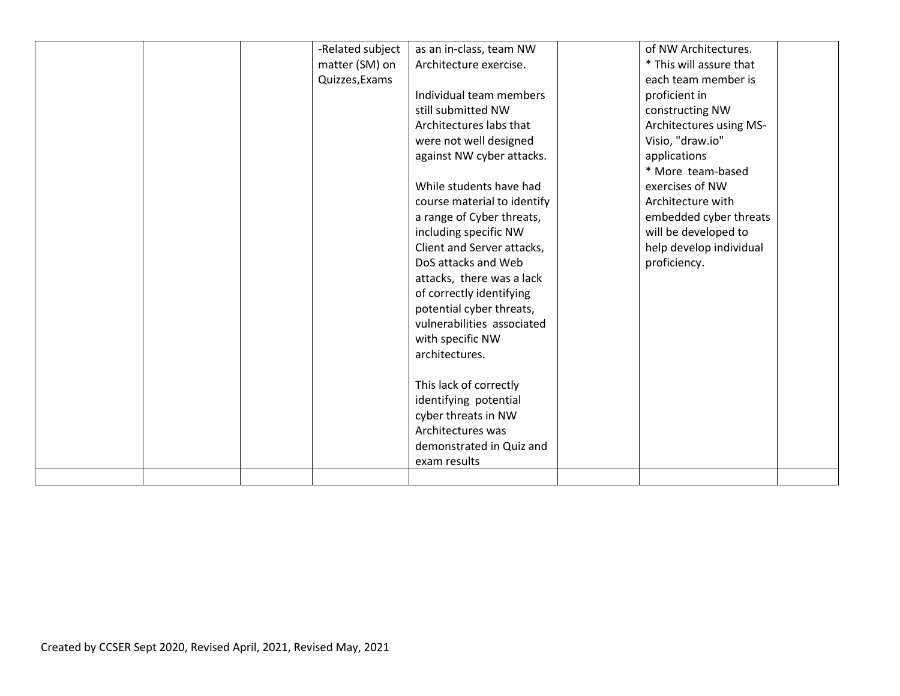|  |  |  | -Related subject matter (SM) on Quizzes,Exams | as an in-class, team NW Architecture exercise.<br><br>Individual team members still submitted NW Architectures labs that were not well designed against NW cyber attacks.<br><br>While students have had course material to identify a range of Cyber threats, including specific NW Client and Server attacks, DoS attacks and Web attacks, there was a lack of correctly identifying potential cyber threats, vulnerabilities associated with specific NW architectures.<br><br>This lack of correctly identifying potential cyber threats in NW Architectures was demonstrated in Quiz and exam results |  | of NW Architectures.<br>* This will assure that each team member is proficient in constructing NW Architectures using MS-Visio, "draw.io" applications<br>* More team-based exercises of NW Architecture with embedded cyber threats will be developed to help develop individual proficiency. |  |
|---|---|---|---|---|---|---|---|
|  |  |  |  |  |  |  |  |

Created by CCSER Sept 2020, Revised April, 2021, Revised May, 2021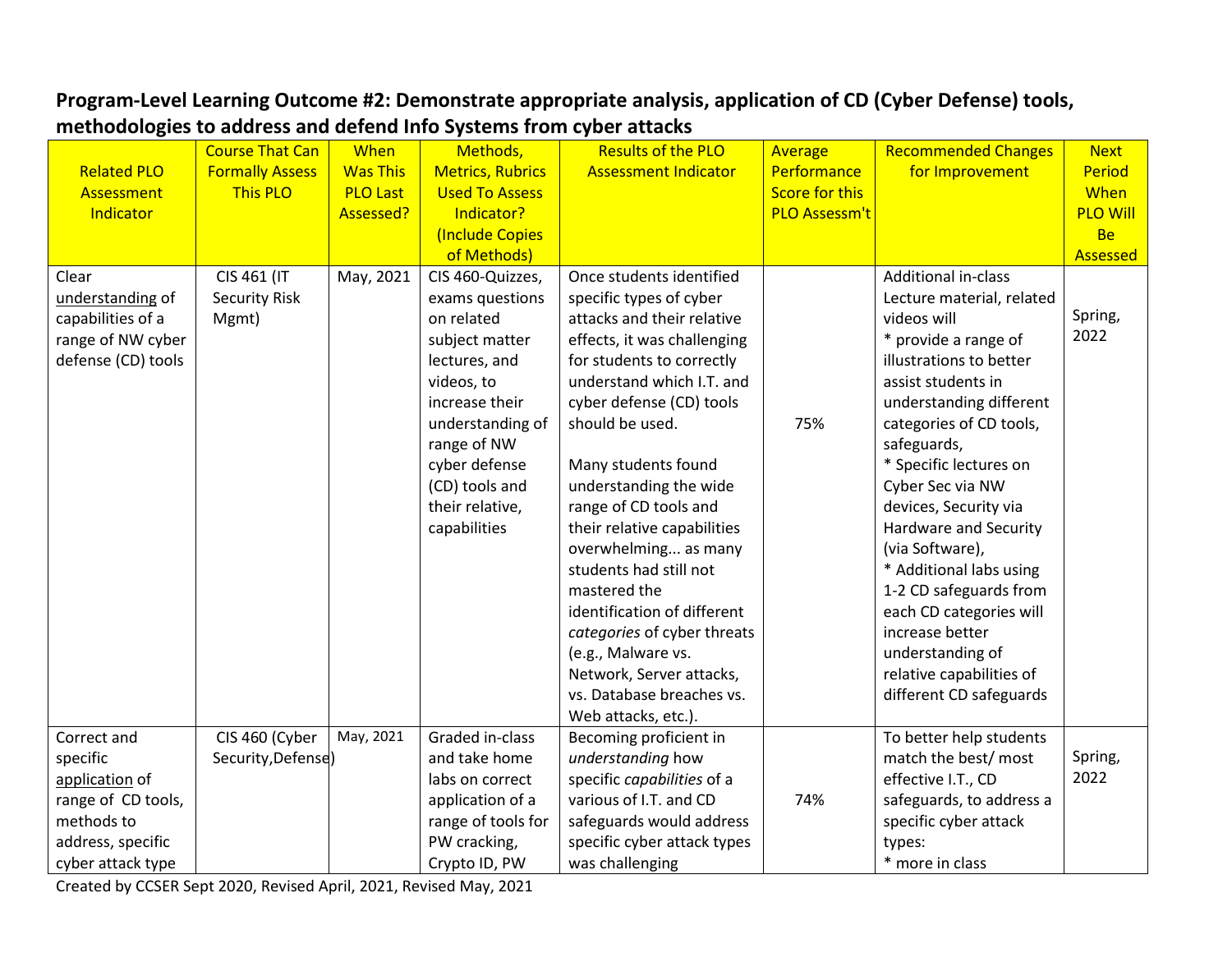## Program-Level Learning Outcome #2: Demonstrate appropriate analysis, application of CD (Cyber Defense) tools, methodologies to address and defend Info Systems from cyber attacks

| Related PLO Assessment Indicator | Course That Can Formally Assess This PLO | When Was This PLO Last Assessed? | Methods, Metrics, Rubrics Used To Assess Indicator? (Include Copies of Methods) | Results of the PLO Assessment Indicator | Average Performance Score for this PLO Assessm't | Recommended Changes for Improvement | Next Period When PLO Will Be Assessed |
|---|---|---|---|---|---|---|---|
| Clear understanding of capabilities of a range of NW cyber defense (CD) tools | CIS 461 (IT Security Risk Mgmt) | May, 2021 | CIS 460-Quizzes, exams questions on related subject matter lectures, and videos, to increase their understanding of range of NW cyber defense (CD) tools and their relative, capabilities | Once students identified specific types of cyber attacks and their relative effects, it was challenging for students to correctly understand which I.T. and cyber defense (CD) tools should be used.<br><br>Many students found understanding the wide range of CD tools and their relative capabilities overwhelming... as many students had still not mastered the identification of different *categories* of cyber threats (e.g., Malware vs. Network, Server attacks, vs. Database breaches vs. Web attacks, etc.). | 75% | Additional in-class Lecture material, related videos will<br>* provide a range of illustrations to better assist students in understanding different categories of CD tools, safeguards,<br>* Specific lectures on Cyber Sec via NW devices, Security via Hardware and Security (via Software),<br>* Additional labs using 1-2 CD safeguards from each CD categories will increase better understanding of relative capabilities of different CD safeguards | Spring, 2022 |
| Correct and specific application of range of CD tools, methods to address, specific cyber attack type | CIS 460 (Cyber Security,Defense) | May, 2021 | Graded in-class and take home labs on correct application of a range of tools for PW cracking, Crypto ID, PW | Becoming proficient in *understanding* how specific *capabilities* of a various of I.T. and CD safeguards would address specific cyber attack types was challenging | 74% | To better help students match the best/ most effective I.T., CD safeguards, to address a specific cyber attack types:<br>* more in class | Spring, 2022 |

Created by CCSER Sept 2020, Revised April, 2021, Revised May, 2021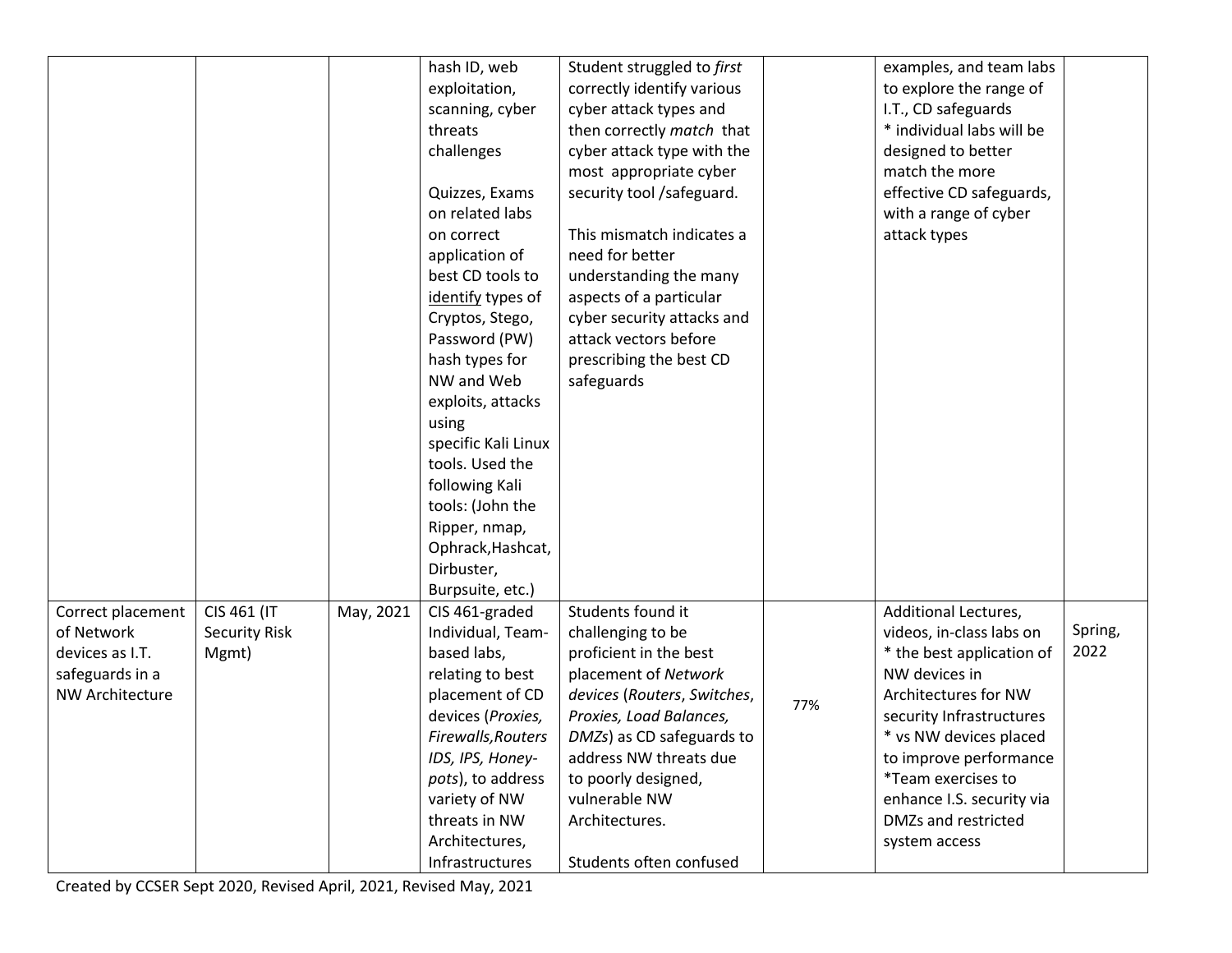| | | | | | | | |
|---|---|---|---|---|---|---|---|
| | | | hash ID, web exploitation, scanning, cyber threats challenges<br><br>Quizzes, Exams on related labs on correct application of best CD tools to identify types of Cryptos, Stego, Password (PW) hash types for NW and Web exploits, attacks using specific Kali Linux tools. Used the following Kali tools: (John the Ripper, nmap, Ophrack,Hashcat, Dirbuster, Burpsuite, etc.) | Student struggled to *first* correctly identify various cyber attack types and then correctly *match* that cyber attack type with the most appropriate cyber security tool /safeguard.<br><br>This mismatch indicates a need for better understanding the many aspects of a particular cyber security attacks and attack vectors before prescribing the best CD safeguards | | examples, and team labs to explore the range of I.T., CD safeguards<br>* individual labs will be designed to better match the more effective CD safeguards, with a range of cyber attack types | |
| Correct placement of Network devices as I.T. safeguards in a NW Architecture | CIS 461 (IT Security Risk Mgmt) | May, 2021 | CIS 461-graded Individual, Team-based labs, relating to best placement of CD devices (*Proxies, Firewalls,Routers IDS, IPS, Honey-pots*), to address variety of NW threats in NW Architectures, Infrastructures | Students found it challenging to be proficient in the best placement of *Network devices* (*Routers*, *Switches*, *Proxies, Load Balances, DMZs*) as CD safeguards to address NW threats due to poorly designed, vulnerable NW Architectures.<br><br>Students often confused | 77% | Additional Lectures, videos, in-class labs on<br>* the best application of NW devices in Architectures for NW security Infrastructures<br>* vs NW devices placed to improve performance<br>*Team exercises to enhance I.S. security via DMZs and restricted system access | Spring, 2022 |

Created by CCSER Sept 2020, Revised April, 2021, Revised May, 2021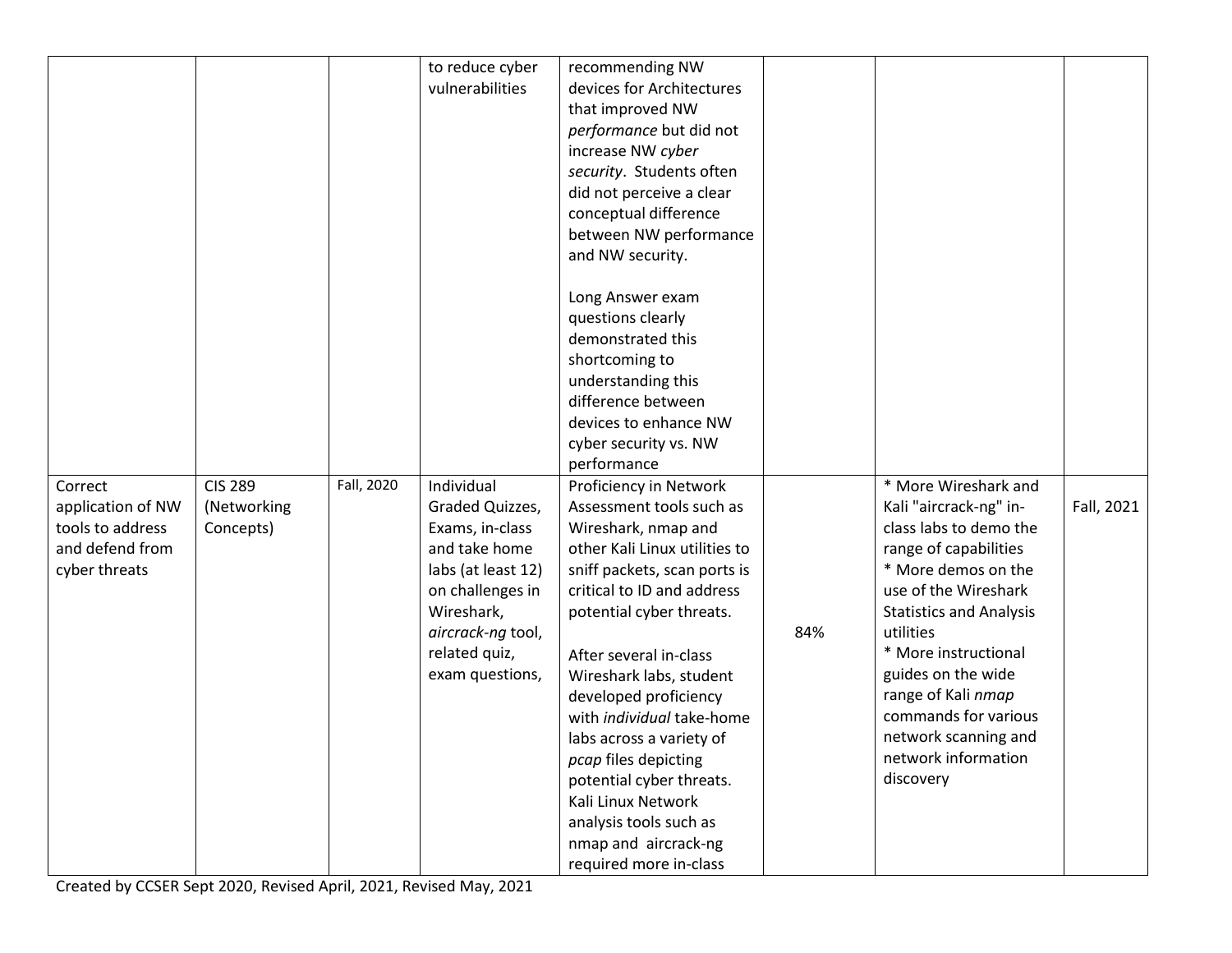| | | | | | | | |
|---|---|---|---|---|---|---|---|
| | | | to reduce cyber vulnerabilities | recommending NW devices for Architectures that improved NW *performance* but did not increase NW *cyber security*. Students often did not perceive a clear conceptual difference between NW performance and NW security.<br><br>Long Answer exam questions clearly demonstrated this shortcoming to understanding this difference between devices to enhance NW cyber security vs. NW performance | | | |
| Correct application of NW tools to address and defend from cyber threats | CIS 289 (Networking Concepts) | Fall, 2020 | Individual Graded Quizzes, Exams, in-class and take home labs (at least 12) on challenges in Wireshark, *aircrack-ng* tool, related quiz, exam questions, | Proficiency in Network Assessment tools such as Wireshark, nmap and other Kali Linux utilities to sniff packets, scan ports is critical to ID and address potential cyber threats.<br><br>After several in-class Wireshark labs, student developed proficiency with *individual* take-home labs across a variety of *pcap* files depicting potential cyber threats. Kali Linux Network analysis tools such as nmap and aircrack-ng required more in-class | 84% | * More Wireshark and Kali "aircrack-ng" in-class labs to demo the range of capabilities<br>* More demos on the use of the Wireshark Statistics and Analysis utilities<br>* More instructional guides on the wide range of Kali *nmap* commands for various network scanning and network information discovery | Fall, 2021 |

Created by CCSER Sept 2020, Revised April, 2021, Revised May, 2021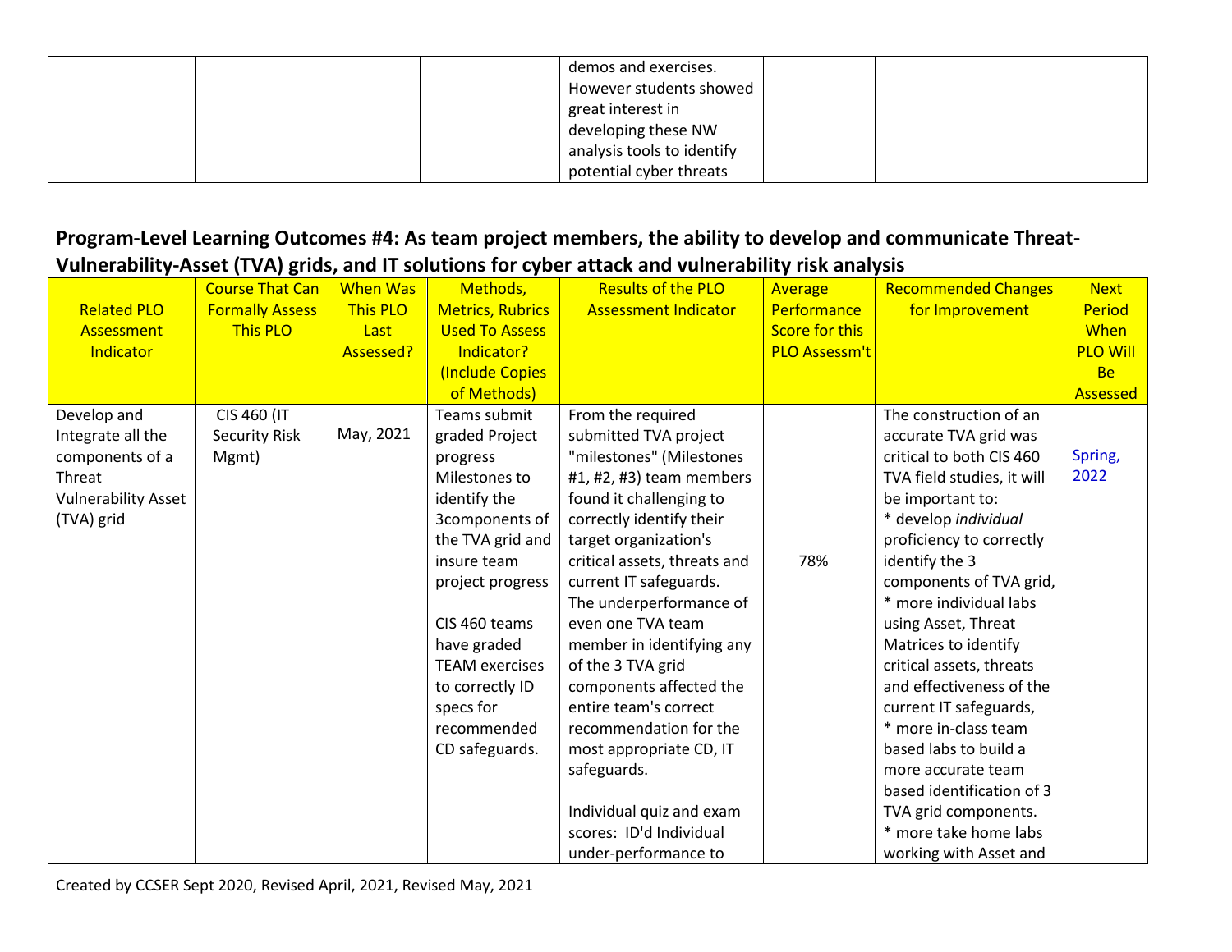| | | | | demos and exercises. However students showed great interest in developing these NW analysis tools to identify potential cyber threats | | | |
|---|---|---|---|---|---|---|---|

**Program-Level Learning Outcomes #4: As team project members, the ability to develop and communicate Threat-Vulnerability-Asset (TVA) grids, and IT solutions for cyber attack and vulnerability risk analysis**

| Related PLO Assessment Indicator | Course That Can Formally Assess This PLO | When Was This PLO Last Assessed? | Methods, Metrics, Rubrics Used To Assess Indicator? (Include Copies of Methods) | Results of the PLO Assessment Indicator | Average Performance Score for this PLO Assessm't | Recommended Changes for Improvement | Next Period When PLO Will Be Assessed |
|---|---|---|---|---|---|---|---|
| Develop and Integrate all the components of a Threat Vulnerability Asset (TVA) grid | CIS 460 (IT Security Risk Mgmt) | May, 2021 | Teams submit graded Project progress Milestones to identify the 3components of the TVA grid and insure team project progress<br><br>CIS 460 teams have graded TEAM exercises to correctly ID specs for recommended CD safeguards. | From the required submitted TVA project "milestones" (Milestones #1, #2, #3) team members found it challenging to correctly identify their target organization's critical assets, threats and current IT safeguards. The underperformance of even one TVA team member in identifying any of the 3 TVA grid components affected the entire team's correct recommendation for the most appropriate CD, IT safeguards.<br><br>Individual quiz and exam scores: ID'd Individual under-performance to | 78% | The construction of an accurate TVA grid was critical to both CIS 460 TVA field studies, it will be important to:<br>* develop *individual* proficiency to correctly identify the 3 components of TVA grid,<br>* more individual labs using Asset, Threat Matrices to identify critical assets, threats and effectiveness of the current IT safeguards,<br>* more in-class team based labs to build a more accurate team based identification of 3 TVA grid components.<br>* more take home labs working with Asset and | Spring, 2022 |

Created by CCSER Sept 2020, Revised April, 2021, Revised May, 2021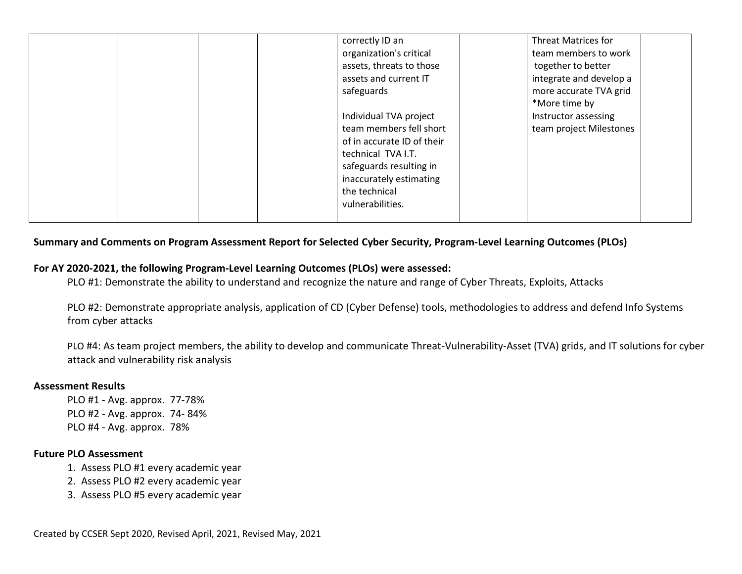| | | | | correctly ID an organization's critical assets, threats to those assets and current IT safeguards<br><br>Individual TVA project team members fell short of in accurate ID of their technical TVA I.T. safeguards resulting in inaccurately estimating the technical vulnerabilities. | | Threat Matrices for team members to work together to better integrate and develop a more accurate TVA grid *More time by Instructor assessing team project Milestones | |
|---|---|---|---|---|---|---|---|

**Summary and Comments on Program Assessment Report for Selected Cyber Security, Program-Level Learning Outcomes (PLOs)**

**For AY 2020-2021, the following Program-Level Learning Outcomes (PLOs) were assessed:**

PLO #1: Demonstrate the ability to understand and recognize the nature and range of Cyber Threats, Exploits, Attacks

PLO #2: Demonstrate appropriate analysis, application of CD (Cyber Defense) tools, methodologies to address and defend Info Systems from cyber attacks

PLO #4: As team project members, the ability to develop and communicate Threat-Vulnerability-Asset (TVA) grids, and IT solutions for cyber attack and vulnerability risk analysis

**Assessment Results**

PLO #1 - Avg. approx. 77-78%
PLO #2 - Avg. approx. 74- 84%
PLO #4 - Avg. approx. 78%

**Future PLO Assessment**

1. Assess PLO #1 every academic year
2. Assess PLO #2 every academic year
3. Assess PLO #5 every academic year

Created by CCSER Sept 2020, Revised April, 2021, Revised May, 2021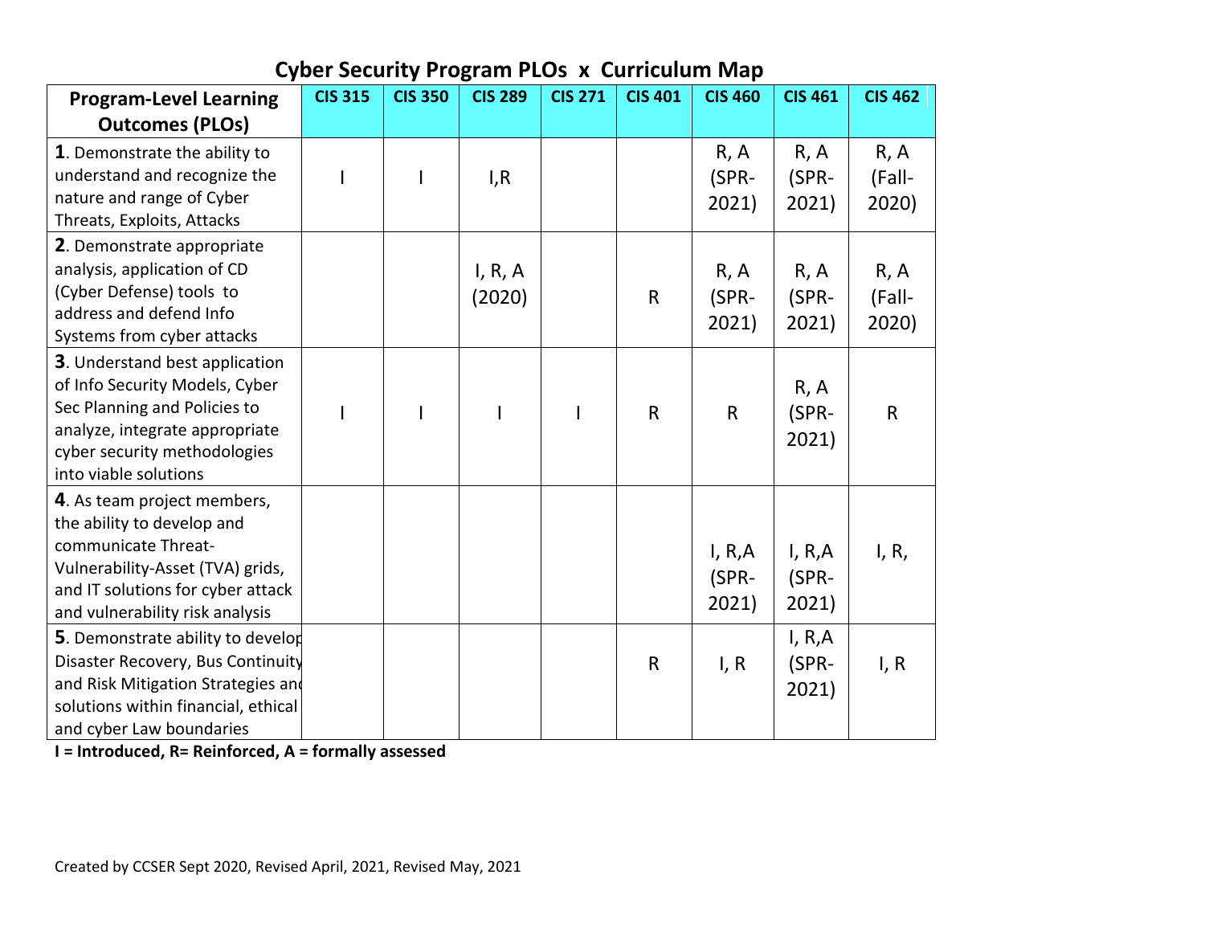# Cyber Security Program PLOs x Curriculum Map

| Program-Level Learning Outcomes (PLOs) | CIS 315 | CIS 350 | CIS 289 | CIS 271 | CIS 401 | CIS 460 | CIS 461 | CIS 462 |
|---|---|---|---|---|---|---|---|---|
| **1**. Demonstrate the ability to understand and recognize the nature and range of Cyber Threats, Exploits, Attacks | I | I | I,R | | | R, A (SPR-2021) | R, A (SPR-2021) | R, A (Fall-2020) |
| **2**. Demonstrate appropriate analysis, application of CD (Cyber Defense) tools to address and defend Info Systems from cyber attacks | | | I, R, A (2020) | | R | R, A (SPR-2021) | R, A (SPR-2021) | R, A (Fall-2020) |
| **3**. Understand best application of Info Security Models, Cyber Sec Planning and Policies to analyze, integrate appropriate cyber security methodologies into viable solutions | I | I | I | I | R | R | R, A (SPR-2021) | R |
| **4**. As team project members, the ability to develop and communicate Threat-Vulnerability-Asset (TVA) grids, and IT solutions for cyber attack and vulnerability risk analysis | | | | | | I, R,A (SPR-2021) | I, R,A (SPR-2021) | I, R, |
| **5**. Demonstrate ability to develop Disaster Recovery, Bus Continuity and Risk Mitigation Strategies and solutions within financial, ethical and cyber Law boundaries | | | | | R | I, R | I, R,A (SPR-2021) | I, R |

**I = Introduced, R= Reinforced, A = formally assessed**

Created by CCSER Sept 2020, Revised April, 2021, Revised May, 2021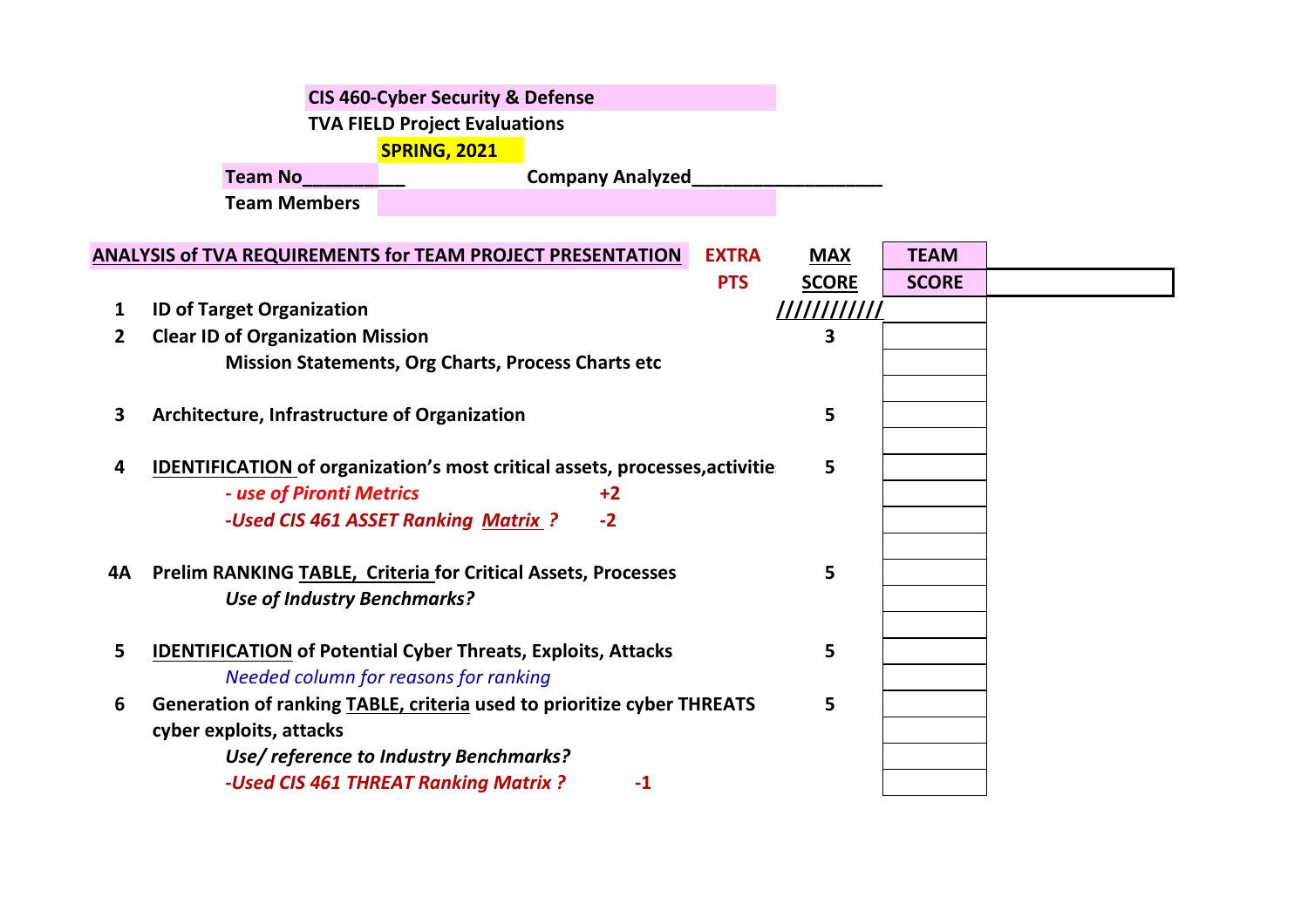**CIS 460-Cyber Security & Defense**

**TVA FIELD Project Evaluations**

**SPRING, 2021**

**Team No__________** **Company Analyzed___________________**

**Team Members**

| | **ANALYSIS of TVA REQUIREMENTS for TEAM PROJECT PRESENTATION** | **EXTRA PTS** | **MAX SCORE** | **TEAM SCORE** |
|---|---|---|---|---|
| **1** | **ID of Target Organization** | | /////////// | |
| **2** | **Clear ID of Organization Mission** | | **3** | |
| | **Mission Statements, Org Charts, Process Charts etc** | | | |
| **3** | **Architecture, Infrastructure of Organization** | | **5** | |
| **4** | **IDENTIFICATION of organization's most critical assets, processes,activitie** | | **5** | |
| | *- use of Pironti Metrics* | **+2** | | |
| | *-Used CIS 461 ASSET Ranking Matrix ?* | **-2** | | |
| **4A** | **Prelim RANKING TABLE, Criteria for Critical Assets, Processes** | | **5** | |
| | ***Use of Industry Benchmarks?*** | | | |
| **5** | **IDENTIFICATION of Potential Cyber Threats, Exploits, Attacks** | | **5** | |
| | *Needed column for reasons for ranking* | | | |
| **6** | **Generation of ranking TABLE, criteria used to prioritize cyber THREATS cyber exploits, attacks** | | **5** | |
| | ***Use/ reference to Industry Benchmarks?*** | | | |
| | *-Used CIS 461 THREAT Ranking Matrix ?* | **-1** | | |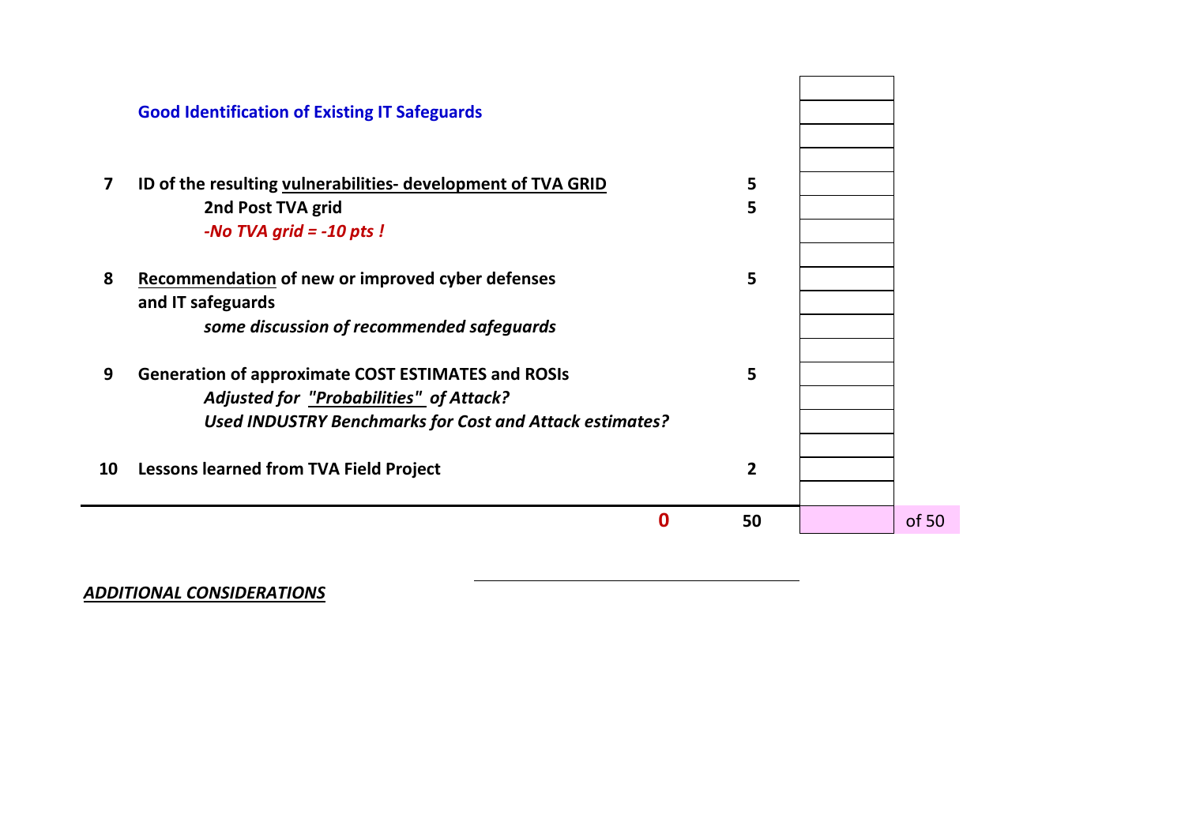| # | Criteria | Points | Score | |
|---|---|---|---|---|
| | **Good Identification of Existing IT Safeguards** | | | |
| **7** | **ID of the resulting vulnerabilities- development of TVA GRID** | **5** | | |
| | **2nd Post TVA grid** | **5** | | |
| | ***-No TVA grid = -10 pts !*** | | | |
| **8** | **Recommendation of new or improved cyber defenses and IT safeguards** | **5** | | |
| | ***some discussion of recommended safeguards*** | | | |
| **9** | **Generation of approximate COST ESTIMATES and ROSIs** | **5** | | |
| | ***Adjusted for "Probabilities" of Attack?*** | | | |
| | ***Used INDUSTRY Benchmarks for Cost and Attack estimates?*** | | | |
| **10** | **Lessons learned from TVA Field Project** | **2** | | |
| | **0** | **50** | | of 50 |

***ADDITIONAL CONSIDERATIONS***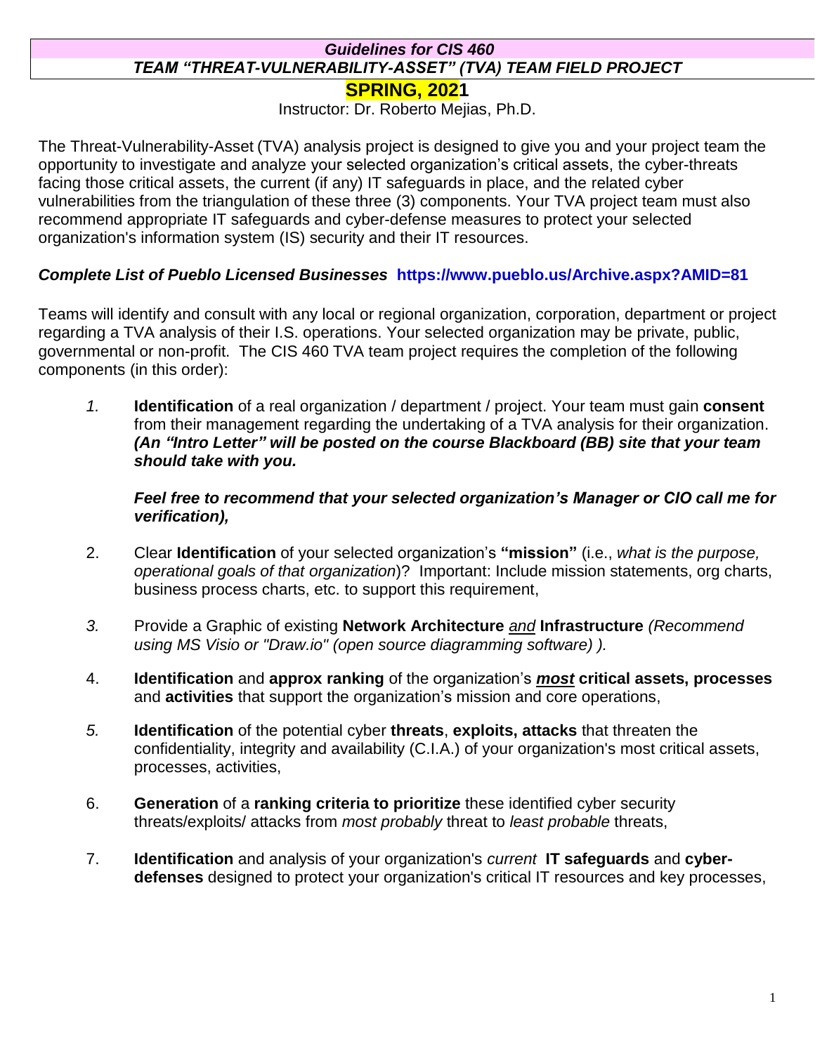***Guidelines for CIS 460***
***TEAM "THREAT-VULNERABILITY-ASSET" (TVA) TEAM FIELD PROJECT***

**SPRING, 2021**

Instructor: Dr. Roberto Mejias, Ph.D.

The Threat-Vulnerability-Asset (TVA) analysis project is designed to give you and your project team the opportunity to investigate and analyze your selected organization's critical assets, the cyber-threats facing those critical assets, the current (if any) IT safeguards in place, and the related cyber vulnerabilities from the triangulation of these three (3) components. Your TVA project team must also recommend appropriate IT safeguards and cyber-defense measures to protect your selected organization's information system (IS) security and their IT resources.

***Complete List of Pueblo Licensed Businesses*** **https://www.pueblo.us/Archive.aspx?AMID=81**

Teams will identify and consult with any local or regional organization, corporation, department or project regarding a TVA analysis of their I.S. operations. Your selected organization may be private, public, governmental or non-profit. The CIS 460 TVA team project requires the completion of the following components (in this order):

1. **Identification** of a real organization / department / project. Your team must gain **consent** from their management regarding the undertaking of a TVA analysis for their organization. ***(An "Intro Letter" will be posted on the course Blackboard (BB) site that your team should take with you.***

   ***Feel free to recommend that your selected organization's Manager or CIO call me for verification),***

2. Clear **Identification** of your selected organization's **"mission"** (i.e., *what is the purpose, operational goals of that organization*)? Important: Include mission statements, org charts, business process charts, etc. to support this requirement,

3. Provide a Graphic of existing **Network Architecture** *and* **Infrastructure** *(Recommend using MS Visio or "Draw.io" (open source diagramming software) ).*

4. **Identification** and **approx ranking** of the organization's ***most*** **critical assets, processes** and **activities** that support the organization's mission and core operations,

5. **Identification** of the potential cyber **threats**, **exploits, attacks** that threaten the confidentiality, integrity and availability (C.I.A.) of your organization's most critical assets, processes, activities,

6. **Generation** of a **ranking criteria to prioritize** these identified cyber security threats/exploits/ attacks from *most probably* threat to *least probable* threats,

7. **Identification** and analysis of your organization's *current* **IT safeguards** and **cyber-defenses** designed to protect your organization's critical IT resources and key processes,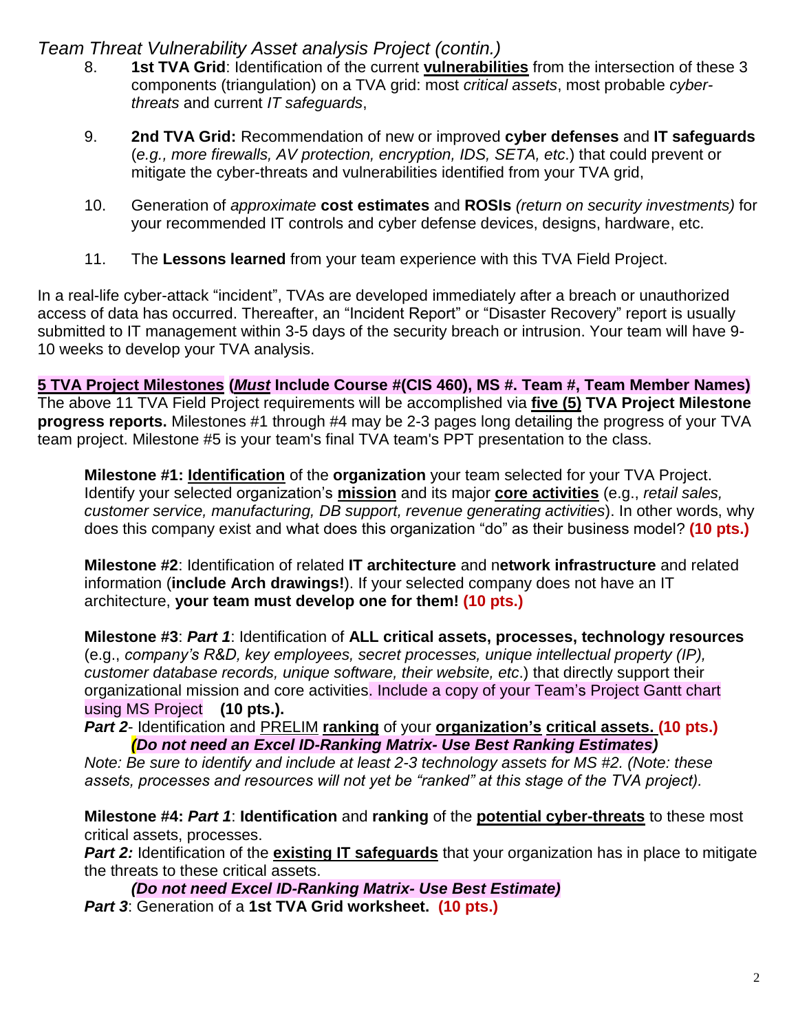*Team Threat Vulnerability Asset analysis Project (contin.)*

8. **1st TVA Grid**: Identification of the current **vulnerabilities** from the intersection of these 3 components (triangulation) on a TVA grid: most *critical assets*, most probable *cyber-threats* and current *IT safeguards*,

9. **2nd TVA Grid:** Recommendation of new or improved **cyber defenses** and **IT safeguards** (*e.g., more firewalls, AV protection, encryption, IDS, SETA, etc*.) that could prevent or mitigate the cyber-threats and vulnerabilities identified from your TVA grid,

10. Generation of *approximate* **cost estimates** and **ROSIs** *(return on security investments)* for your recommended IT controls and cyber defense devices, designs, hardware, etc.

11. The **Lessons learned** from your team experience with this TVA Field Project.

In a real-life cyber-attack "incident", TVAs are developed immediately after a breach or unauthorized access of data has occurred. Thereafter, an "Incident Report" or "Disaster Recovery" report is usually submitted to IT management within 3-5 days of the security breach or intrusion. Your team will have 9-10 weeks to develop your TVA analysis.

**5 TVA Project Milestones (*Must* Include Course #(CIS 460), MS #. Team #, Team Member Names)**
The above 11 TVA Field Project requirements will be accomplished via **five (5) TVA Project Milestone progress reports.** Milestones #1 through #4 may be 2-3 pages long detailing the progress of your TVA team project. Milestone #5 is your team's final TVA team's PPT presentation to the class.

**Milestone #1: Identification** of the **organization** your team selected for your TVA Project. Identify your selected organization's **mission** and its major **core activities** (e.g., *retail sales, customer service, manufacturing, DB support, revenue generating activities*). In other words, why does this company exist and what does this organization "do" as their business model? **(10 pts.)**

**Milestone #2**: Identification of related **IT architecture** and n**etwork infrastructure** and related information (**include Arch drawings!**). If your selected company does not have an IT architecture, **your team must develop one for them! (10 pts.)**

**Milestone #3**: ***Part 1***: Identification of **ALL critical assets, processes, technology resources** (e.g., *company's R&D, key employees, secret processes, unique intellectual property (IP), customer database records, unique software, their website, etc*.) that directly support their organizational mission and core activities. Include a copy of your Team's Project Gantt chart using MS Project **(10 pts.).**
***Part 2***- Identification and PRELIM **ranking** of your **organization's critical assets. (10 pts.)**
***(Do not need an Excel ID-Ranking Matrix- Use Best Ranking Estimates)***
*Note: Be sure to identify and include at least 2-3 technology assets for MS #2. (Note: these assets, processes and resources will not yet be "ranked" at this stage of the TVA project).*

**Milestone #4:** ***Part 1***: **Identification** and **ranking** of the **potential cyber-threats** to these most critical assets, processes.
***Part 2:*** Identification of the **existing IT safeguards** that your organization has in place to mitigate the threats to these critical assets.
***(Do not need Excel ID-Ranking Matrix- Use Best Estimate)***
***Part 3***: Generation of a **1st TVA Grid worksheet. (10 pts.)**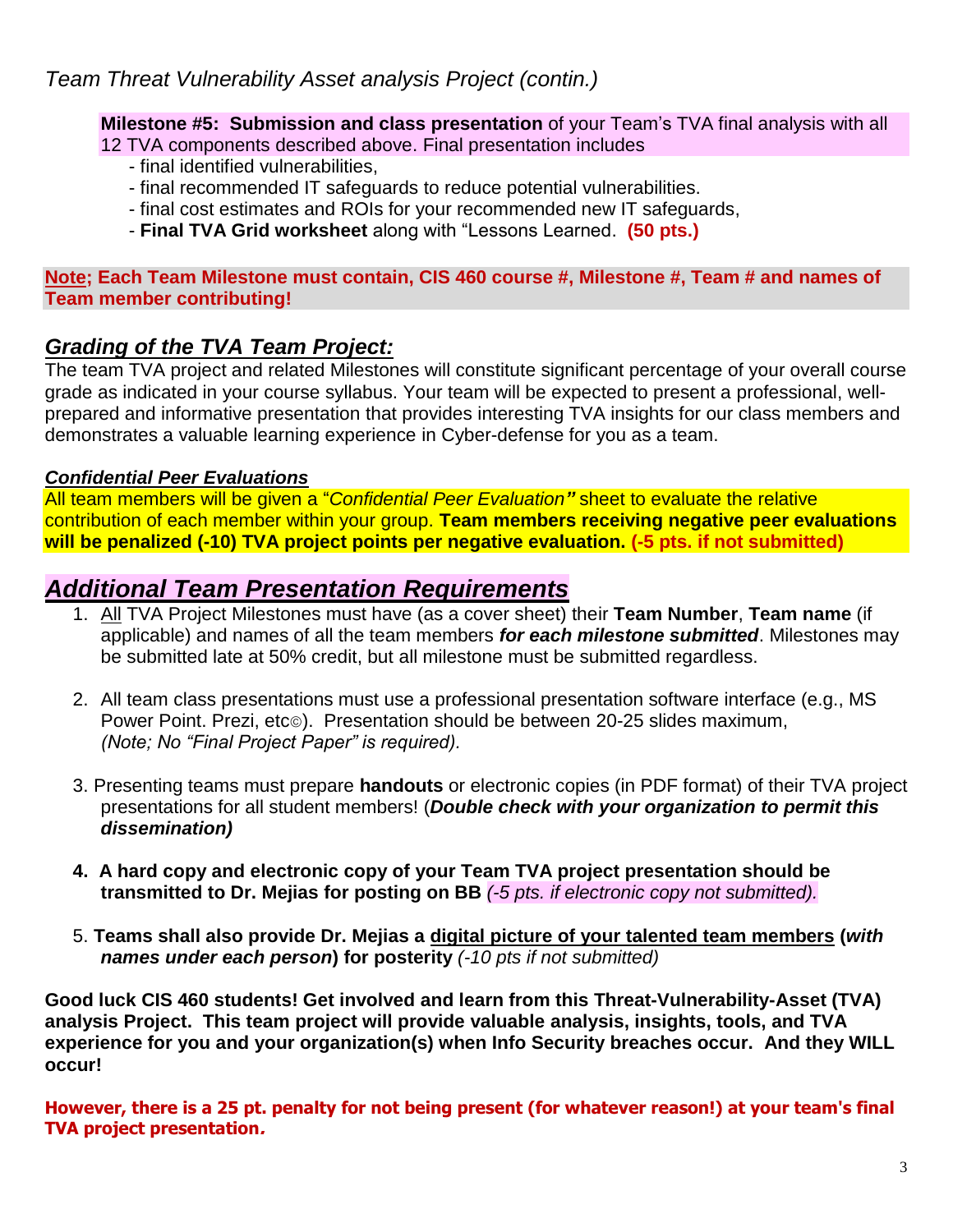*Team Threat Vulnerability Asset analysis Project (contin.)*

**Milestone #5: Submission and class presentation** of your Team's TVA final analysis with all 12 TVA components described above. Final presentation includes

- final identified vulnerabilities,
- final recommended IT safeguards to reduce potential vulnerabilities.
- final cost estimates and ROIs for your recommended new IT safeguards,
- **Final TVA Grid worksheet** along with "Lessons Learned. **(50 pts.)**

**Note; Each Team Milestone must contain, CIS 460 course #, Milestone #, Team # and names of Team member contributing!**

## ***Grading of the TVA Team Project:***

The team TVA project and related Milestones will constitute significant percentage of your overall course grade as indicated in your course syllabus. Your team will be expected to present a professional, well-prepared and informative presentation that provides interesting TVA insights for our class members and demonstrates a valuable learning experience in Cyber-defense for you as a team.

### ***Confidential Peer Evaluations***

All team members will be given a "*Confidential Peer Evaluation***"** sheet to evaluate the relative contribution of each member within your group. **Team members receiving negative peer evaluations will be penalized (-10) TVA project points per negative evaluation. (-5 pts. if not submitted)**

## ***Additional Team Presentation Requirements***

1. All TVA Project Milestones must have (as a cover sheet) their **Team Number**, **Team name** (if applicable) and names of all the team members ***for each milestone submitted***. Milestones may be submitted late at 50% credit, but all milestone must be submitted regardless.

2. All team class presentations must use a professional presentation software interface (e.g., MS Power Point. Prezi, etc©). Presentation should be between 20-25 slides maximum, *(Note; No "Final Project Paper" is required).*

3. Presenting teams must prepare **handouts** or electronic copies (in PDF format) of their TVA project presentations for all student members! (***Double check with your organization to permit this dissemination)***

4. **A hard copy and electronic copy of your Team TVA project presentation should be transmitted to Dr. Mejias for posting on BB** *(-5 pts. if electronic copy not submitted).*

5. **Teams shall also provide Dr. Mejias a digital picture of your talented team members (*with names under each person*) for posterity** *(-10 pts if not submitted)*

**Good luck CIS 460 students! Get involved and learn from this Threat-Vulnerability-Asset (TVA) analysis Project. This team project will provide valuable analysis, insights, tools, and TVA experience for you and your organization(s) when Info Security breaches occur. And they WILL occur!**

**However, there is a 25 pt. penalty for not being present (for whatever reason!) at your team's final TVA project presentation.**